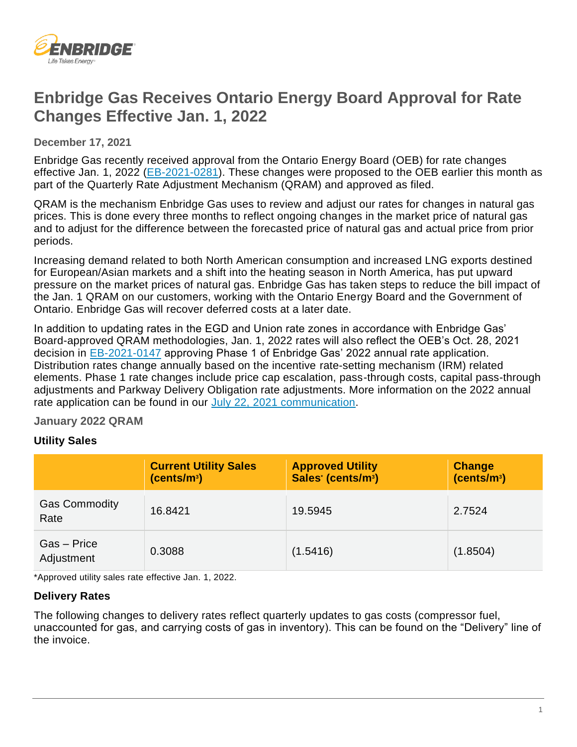# Enbridge Gas Receives Ontario Energy Board Approval for Rate Changes Effective Jan. 1, 2022

**December 17, 2021**

Enbridge Gas recently received approval from the Ontario Energy Board (OEB) for rate changes effective Jan. 1, 2022 (EB-2021-0281). These changes were proposed to the OEB earlier this month as part of the Quarterly Rate Adjustment Mechanism (QRAM) and approved as filed.

QRAM is the mechanism Enbridge Gas uses to review and adjust our rates for changes in natural gas prices. This is done every three months to reflect ongoing changes in the market price of natural gas and to adjust for the difference between the forecasted price of natural gas and actual price from prior periods.

Increasing demand related to both North American consumption and increased LNG exports destined for European/Asian markets and a shift into the heating season in North America, has put upward pressure on the market prices of natural gas. Enbridge Gas has taken steps to reduce the bill impact of the Jan. 1 QRAM on our customers, working with the Ontario Energy Board and the Government of Ontario. Enbridge Gas will recover deferred costs at a later date.

In addition to updating rates in the EGD and Union rate zones in accordance with Enbridge Gas' Board-approved QRAM methodologies, Jan. 1, 2022 rates will also reflect the OEB's Oct. 28, 2021 decision in EB-2021-0147 approving Phase 1 of Enbridge Gas' 2022 annual rate application. Distribution rates change annually based on the incentive rate-setting mechanism (IRM) related elements. Phase 1 rate changes include price cap escalation, pass-through costs, capital pass-through adjustments and Parkway Delivery Obligation rate adjustments. More information on the 2022 annual rate application can be found in our July 22, 2021 communication.

## January 2022 QRAM

### Utility Sales

| | Current Utility Sales (cents/m³) | Approved Utility Sales* (cents/m³) | Change (cents/m³) |
|---|---|---|---|
| Gas Commodity Rate | 16.8421 | 19.5945 | 2.7524 |
| Gas – Price Adjustment | 0.3088 | (1.5416) | (1.8504) |

*Approved utility sales rate effective Jan. 1, 2022.

### Delivery Rates

The following changes to delivery rates reflect quarterly updates to gas costs (compressor fuel, unaccounted for gas, and carrying costs of gas in inventory). This can be found on the "Delivery" line of the invoice.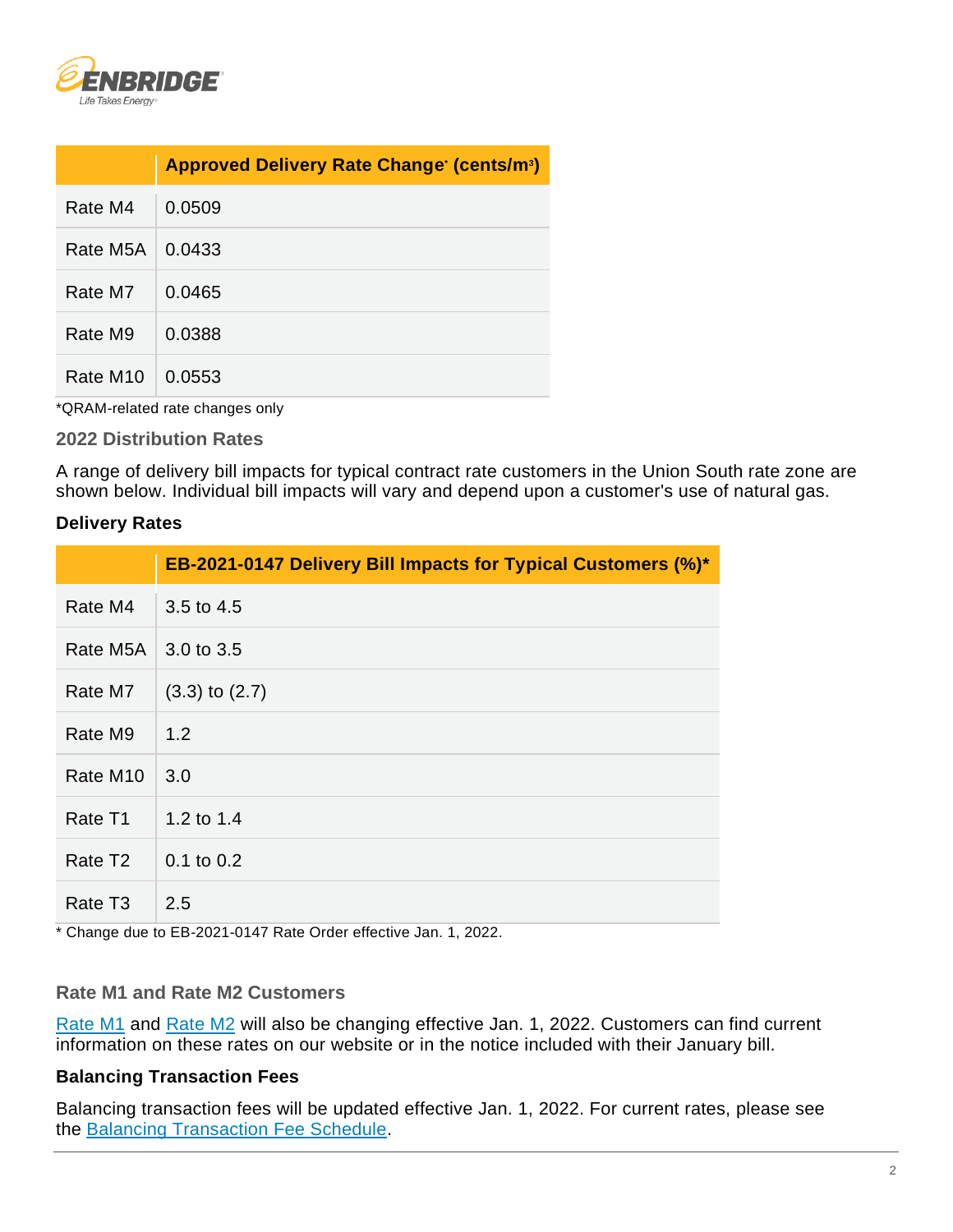|  | Approved Delivery Rate Change* (cents/m³) |
|---|---|
| Rate M4 | 0.0509 |
| Rate M5A | 0.0433 |
| Rate M7 | 0.0465 |
| Rate M9 | 0.0388 |
| Rate M10 | 0.0553 |

*QRAM-related rate changes only

### 2022 Distribution Rates

A range of delivery bill impacts for typical contract rate customers in the Union South rate zone are shown below. Individual bill impacts will vary and depend upon a customer's use of natural gas.

**Delivery Rates**

|  | EB-2021-0147 Delivery Bill Impacts for Typical Customers (%)* |
|---|---|
| Rate M4 | 3.5 to 4.5 |
| Rate M5A | 3.0 to 3.5 |
| Rate M7 | (3.3) to (2.7) |
| Rate M9 | 1.2 |
| Rate M10 | 3.0 |
| Rate T1 | 1.2 to 1.4 |
| Rate T2 | 0.1 to 0.2 |
| Rate T3 | 2.5 |

* Change due to EB-2021-0147 Rate Order effective Jan. 1, 2022.

### Rate M1 and Rate M2 Customers

Rate M1 and Rate M2 will also be changing effective Jan. 1, 2022. Customers can find current information on these rates on our website or in the notice included with their January bill.

**Balancing Transaction Fees**

Balancing transaction fees will be updated effective Jan. 1, 2022. For current rates, please see the Balancing Transaction Fee Schedule.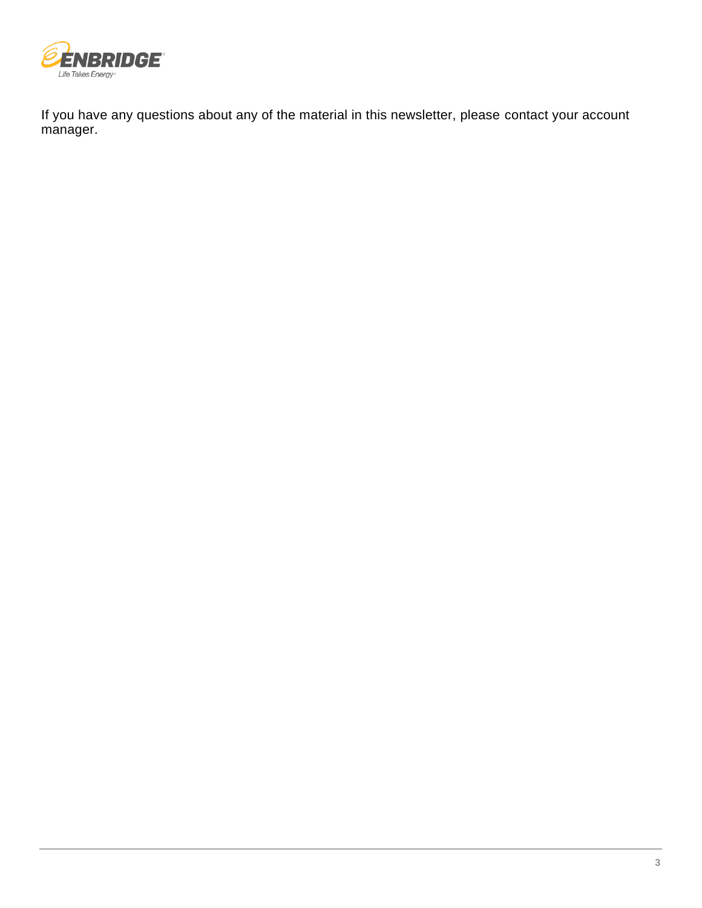If you have any questions about any of the material in this newsletter, please contact your account manager.